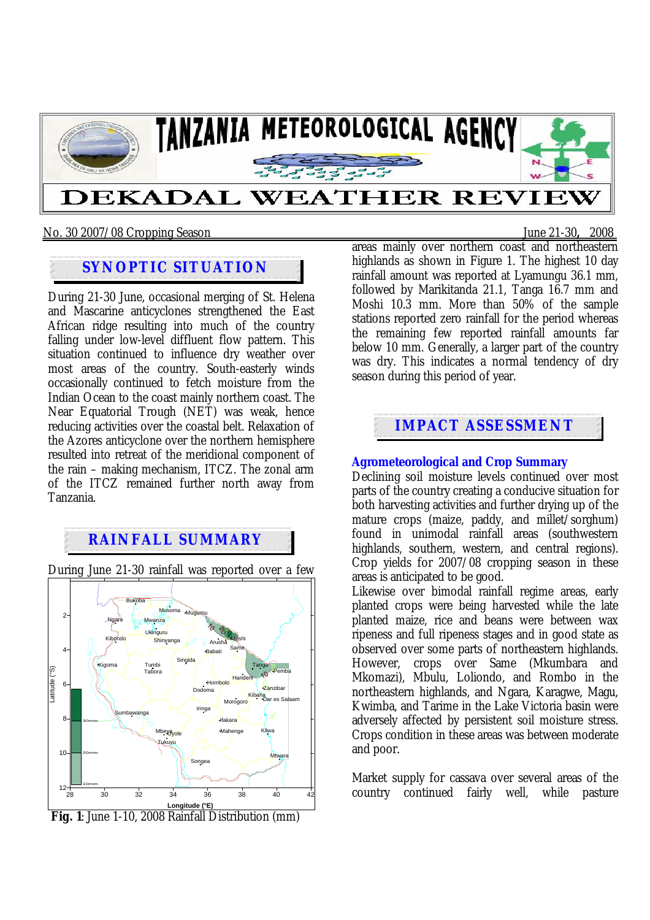# TANZANIA METEOROLOGICAL AGENCY

# DEKADAL WEATHER REVIEW

No. 30 2007/08 Cropping Season June 21-30, 2008

## SYNOPTIC SITUATION

During 21-30 June, occasional merging of St. Helena and Mascarine anticyclones strengthened the East African ridge resulting into much of the country falling under low-level diffluent flow pattern. This situation continued to influence dry weather over most areas of the country. South-easterly winds occasionally continued to fetch moisture from the Indian Ocean to the coast mainly northern coast. The Near Equatorial Trough (NET) was weak, hence reducing activities over the coastal belt. Relaxation of the Azores anticyclone over the northern hemisphere resulted into retreat of the meridional component of the rain – making mechanism, ITCZ. The zonal arm of the ITCZ remained further north away from Tanzania.

## RAINFALL SUMMARY

During June 21-30 rainfall was reported over a few areas mainly over northern coast and northeastern highlands as shown in Figure 1. The highest 10 day rainfall amount was reported at Lyamungu 36.1 mm, followed by Marikitanda 21.1, Tanga 16.7 mm and Moshi 10.3 mm. More than 50% of the sample stations reported zero rainfall for the period whereas the remaining few reported rainfall amounts far below 10 mm. Generally, a larger part of the country was dry. This indicates a normal tendency of dry season during this period of year.

**Fig. 1**: June 1-10, 2008 Rainfall Distribution (mm)

## IMPACT ASSESSMENT

### Agrometeorological and Crop Summary

Declining soil moisture levels continued over most parts of the country creating a conducive situation for both harvesting activities and further drying up of the mature crops (maize, paddy, and millet/sorghum) found in unimodal rainfall areas (southwestern highlands, southern, western, and central regions). Crop yields for 2007/08 cropping season in these areas is anticipated to be good.

Likewise over bimodal rainfall regime areas, early planted crops were being harvested while the late planted maize, rice and beans were between wax ripeness and full ripeness stages and in good state as observed over some parts of northeastern highlands. However, crops over Same (Mkumbara and Mkomazi), Mbulu, Loliondo, and Rombo in the northeastern highlands, and Ngara, Karagwe, Magu, Kwimba, and Tarime in the Lake Victoria basin were adversely affected by persistent soil moisture stress. Crops condition in these areas was between moderate and poor.

Market supply for cassava over several areas of the country continued fairly well, while pasture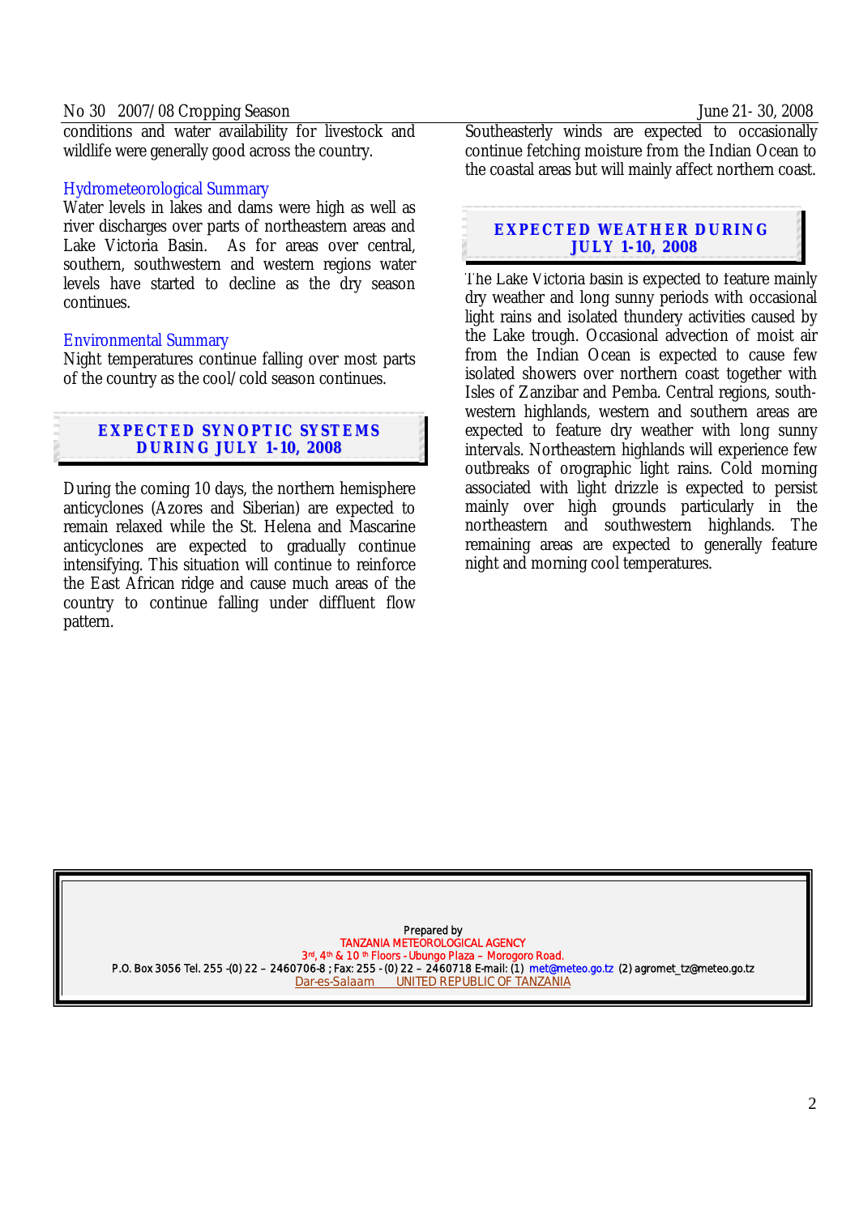conditions and water availability for livestock and wildlife were generally good across the country.

### Hydrometeorological Summary

Water levels in lakes and dams were high as well as river discharges over parts of northeastern areas and Lake Victoria Basin. As for areas over central, southern, southwestern and western regions water levels have started to decline as the dry season continues.

### Environmental Summary

Night temperatures continue falling over most parts of the country as the cool/cold season continues.

## EXPECTED SYNOPTIC SYSTEMS DURING JULY 1-10, 2008

During the coming 10 days, the northern hemisphere anticyclones (Azores and Siberian) are expected to remain relaxed while the St. Helena and Mascarine anticyclones are expected to gradually continue intensifying. This situation will continue to reinforce the East African ridge and cause much areas of the country to continue falling under diffluent flow pattern.

Southeasterly winds are expected to occasionally continue fetching moisture from the Indian Ocean to the coastal areas but will mainly affect northern coast.

## EXPECTED WEATHER DURING JULY 1-10, 2008

The Lake Victoria basin is expected to feature mainly dry weather and long sunny periods with occasional light rains and isolated thundery activities caused by the Lake trough. Occasional advection of moist air from the Indian Ocean is expected to cause few isolated showers over northern coast together with Isles of Zanzibar and Pemba. Central regions, south-western highlands, western and southern areas are expected to feature dry weather with long sunny intervals. Northeastern highlands will experience few outbreaks of orographic light rains. Cold morning associated with light drizzle is expected to persist mainly over high grounds particularly in the northeastern and southwestern highlands. The remaining areas are expected to generally feature night and morning cool temperatures.

Prepared by
TANZANIA METEOROLOGICAL AGENCY
3rd, 4th & 10th Floors - Ubungo Plaza – Morogoro Road.
P.O. Box 3056 Tel. 255 -(0) 22 – 2460706-8 ; Fax: 255 - (0) 22 – 2460718 E-mail: (1) met@meteo.go.tz (2) agromet_tz@meteo.go.tz
Dar-es-Salaam UNITED REPUBLIC OF TANZANIA